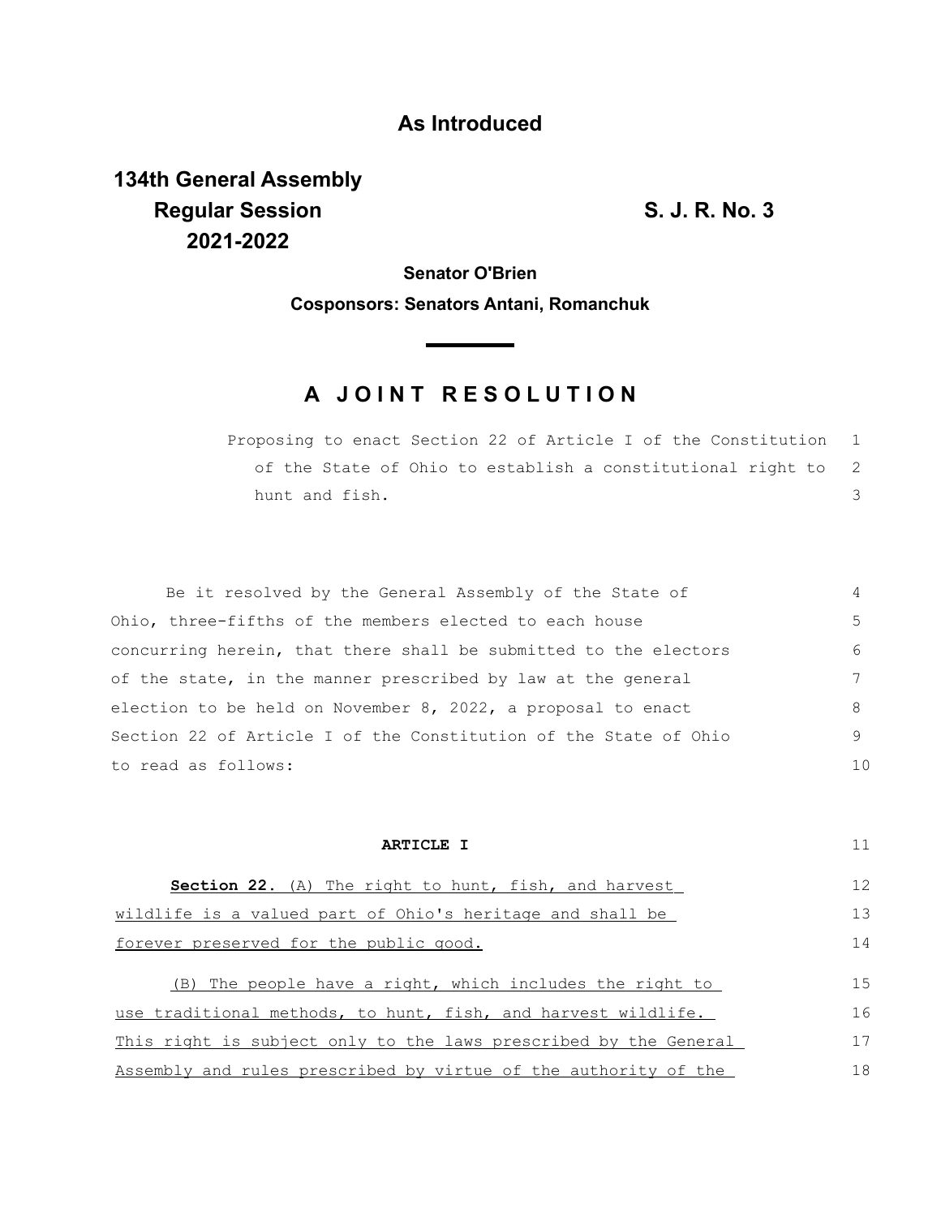## As Introduced

**134th General Assembly**
**Regular Session**
**2021-2022**

**S. J. R. No. 3**

**Senator O'Brien**

**Cosponsors: Senators Antani, Romanchuk**

# A JOINT RESOLUTION

Proposing to enact Section 22 of Article I of the Constitution of the State of Ohio to establish a constitutional right to hunt and fish.

Be it resolved by the General Assembly of the State of Ohio, three-fifths of the members elected to each house concurring herein, that there shall be submitted to the electors of the state, in the manner prescribed by law at the general election to be held on November 8, 2022, a proposal to enact Section 22 of Article I of the Constitution of the State of Ohio to read as follows:

**ARTICLE I**

**Section 22.** (A) The right to hunt, fish, and harvest wildlife is a valued part of Ohio's heritage and shall be forever preserved for the public good.

(B) The people have a right, which includes the right to use traditional methods, to hunt, fish, and harvest wildlife. This right is subject only to the laws prescribed by the General Assembly and rules prescribed by virtue of the authority of the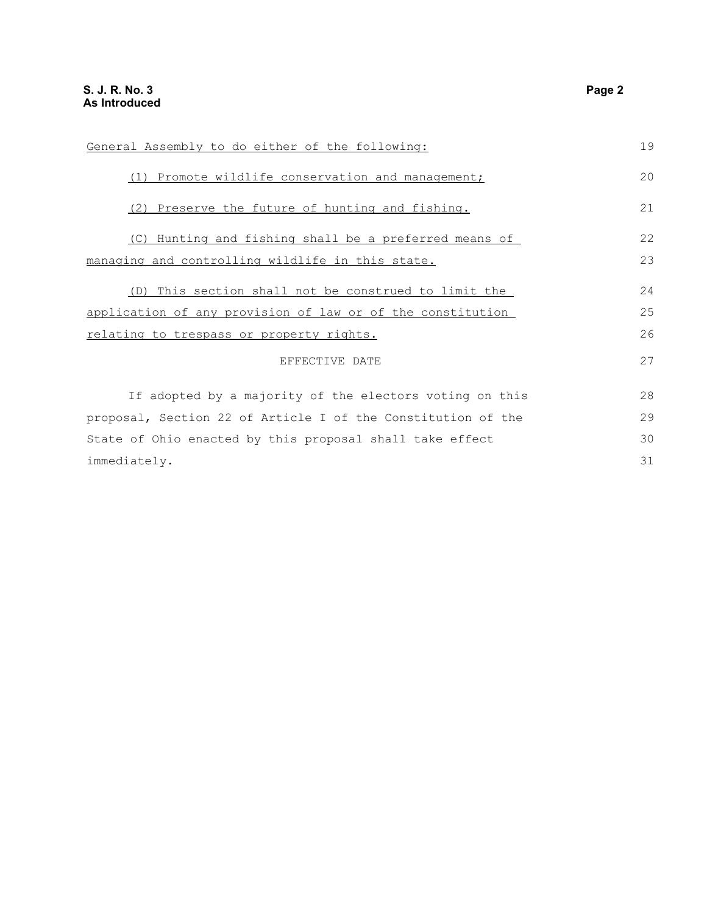General Assembly to do either of the following:

(1) Promote wildlife conservation and management;

(2) Preserve the future of hunting and fishing.

(C) Hunting and fishing shall be a preferred means of managing and controlling wildlife in this state.

(D) This section shall not be construed to limit the application of any provision of law or of the constitution relating to trespass or property rights.

EFFECTIVE DATE

If adopted by a majority of the electors voting on this proposal, Section 22 of Article I of the Constitution of the State of Ohio enacted by this proposal shall take effect immediately.